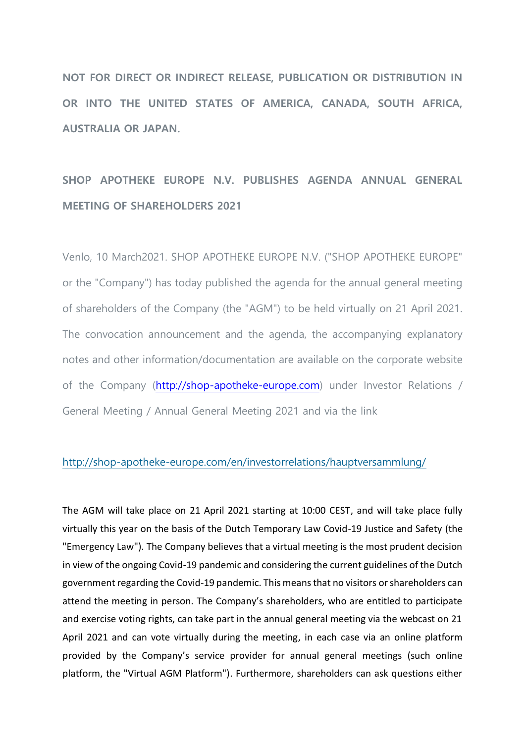**NOT FOR DIRECT OR INDIRECT RELEASE, PUBLICATION OR DISTRIBUTION IN OR INTO THE UNITED STATES OF AMERICA, CANADA, SOUTH AFRICA, AUSTRALIA OR JAPAN.**

# SHOP APOTHEKE EUROPE N.V. PUBLISHES AGENDA ANNUAL GENERAL MEETING OF SHAREHOLDERS 2021

Venlo, 10 March2021. SHOP APOTHEKE EUROPE N.V. ("SHOP APOTHEKE EUROPE" or the "Company") has today published the agenda for the annual general meeting of shareholders of the Company (the "AGM") to be held virtually on 21 April 2021. The convocation announcement and the agenda, the accompanying explanatory notes and other information/documentation are available on the corporate website of the Company (http://shop-apotheke-europe.com) under Investor Relations / General Meeting / Annual General Meeting 2021 and via the link

http://shop-apotheke-europe.com/en/investorrelations/hauptversammlung/

The AGM will take place on 21 April 2021 starting at 10:00 CEST, and will take place fully virtually this year on the basis of the Dutch Temporary Law Covid-19 Justice and Safety (the "Emergency Law"). The Company believes that a virtual meeting is the most prudent decision in view of the ongoing Covid-19 pandemic and considering the current guidelines of the Dutch government regarding the Covid-19 pandemic. This means that no visitors or shareholders can attend the meeting in person. The Company's shareholders, who are entitled to participate and exercise voting rights, can take part in the annual general meeting via the webcast on 21 April 2021 and can vote virtually during the meeting, in each case via an online platform provided by the Company's service provider for annual general meetings (such online platform, the "Virtual AGM Platform"). Furthermore, shareholders can ask questions either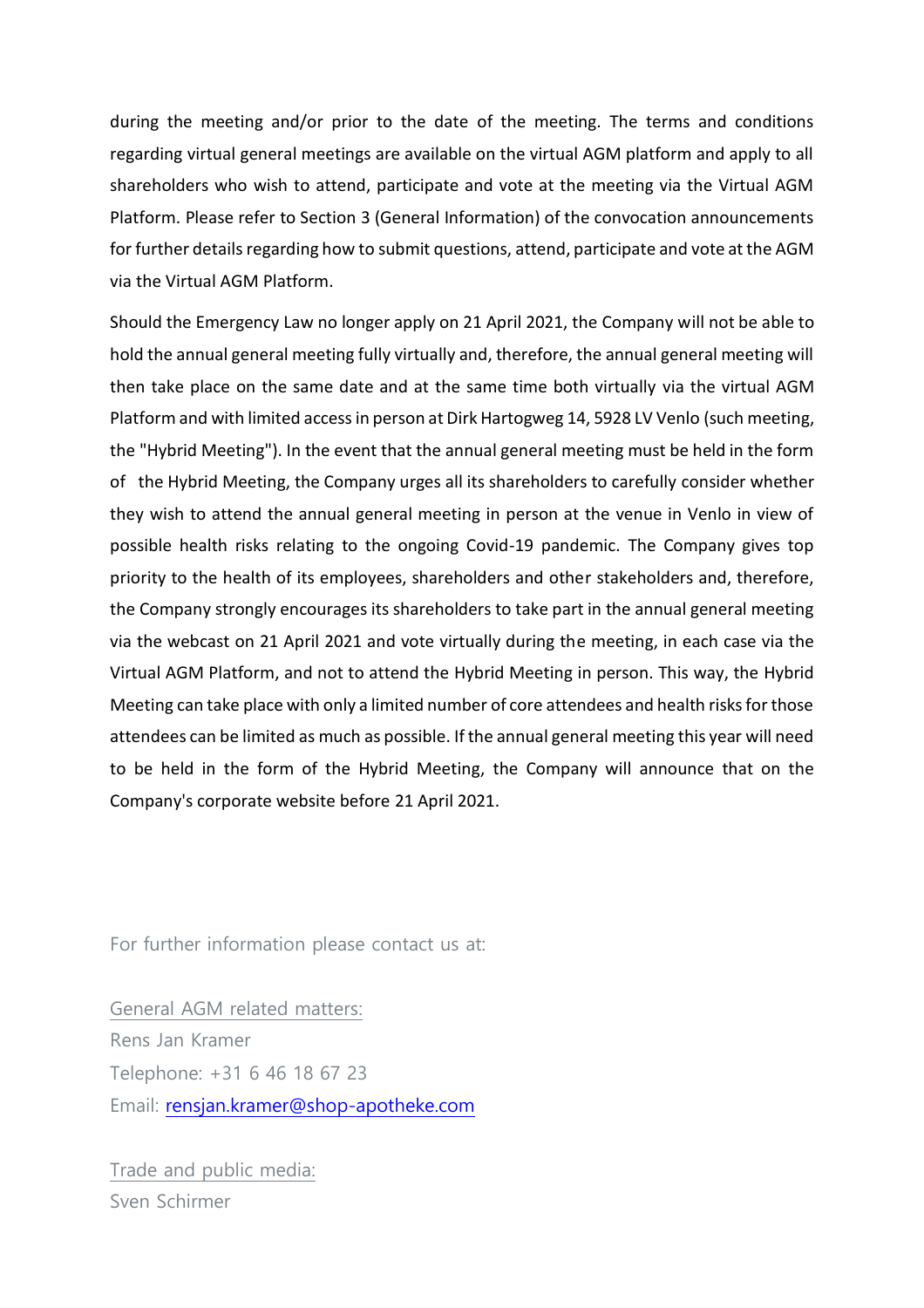during the meeting and/or prior to the date of the meeting. The terms and conditions regarding virtual general meetings are available on the virtual AGM platform and apply to all shareholders who wish to attend, participate and vote at the meeting via the Virtual AGM Platform. Please refer to Section 3 (General Information) of the convocation announcements for further details regarding how to submit questions, attend, participate and vote at the AGM via the Virtual AGM Platform.

Should the Emergency Law no longer apply on 21 April 2021, the Company will not be able to hold the annual general meeting fully virtually and, therefore, the annual general meeting will then take place on the same date and at the same time both virtually via the virtual AGM Platform and with limited access in person at Dirk Hartogweg 14, 5928 LV Venlo (such meeting, the "Hybrid Meeting"). In the event that the annual general meeting must be held in the form of the Hybrid Meeting, the Company urges all its shareholders to carefully consider whether they wish to attend the annual general meeting in person at the venue in Venlo in view of possible health risks relating to the ongoing Covid-19 pandemic. The Company gives top priority to the health of its employees, shareholders and other stakeholders and, therefore, the Company strongly encourages its shareholders to take part in the annual general meeting via the webcast on 21 April 2021 and vote virtually during the meeting, in each case via the Virtual AGM Platform, and not to attend the Hybrid Meeting in person. This way, the Hybrid Meeting can take place with only a limited number of core attendees and health risks for those attendees can be limited as much as possible. If the annual general meeting this year will need to be held in the form of the Hybrid Meeting, the Company will announce that on the Company's corporate website before 21 April 2021.

For further information please contact us at:

General AGM related matters:
Rens Jan Kramer
Telephone: +31 6 46 18 67 23
Email: rensjan.kramer@shop-apotheke.com

Trade and public media:
Sven Schirmer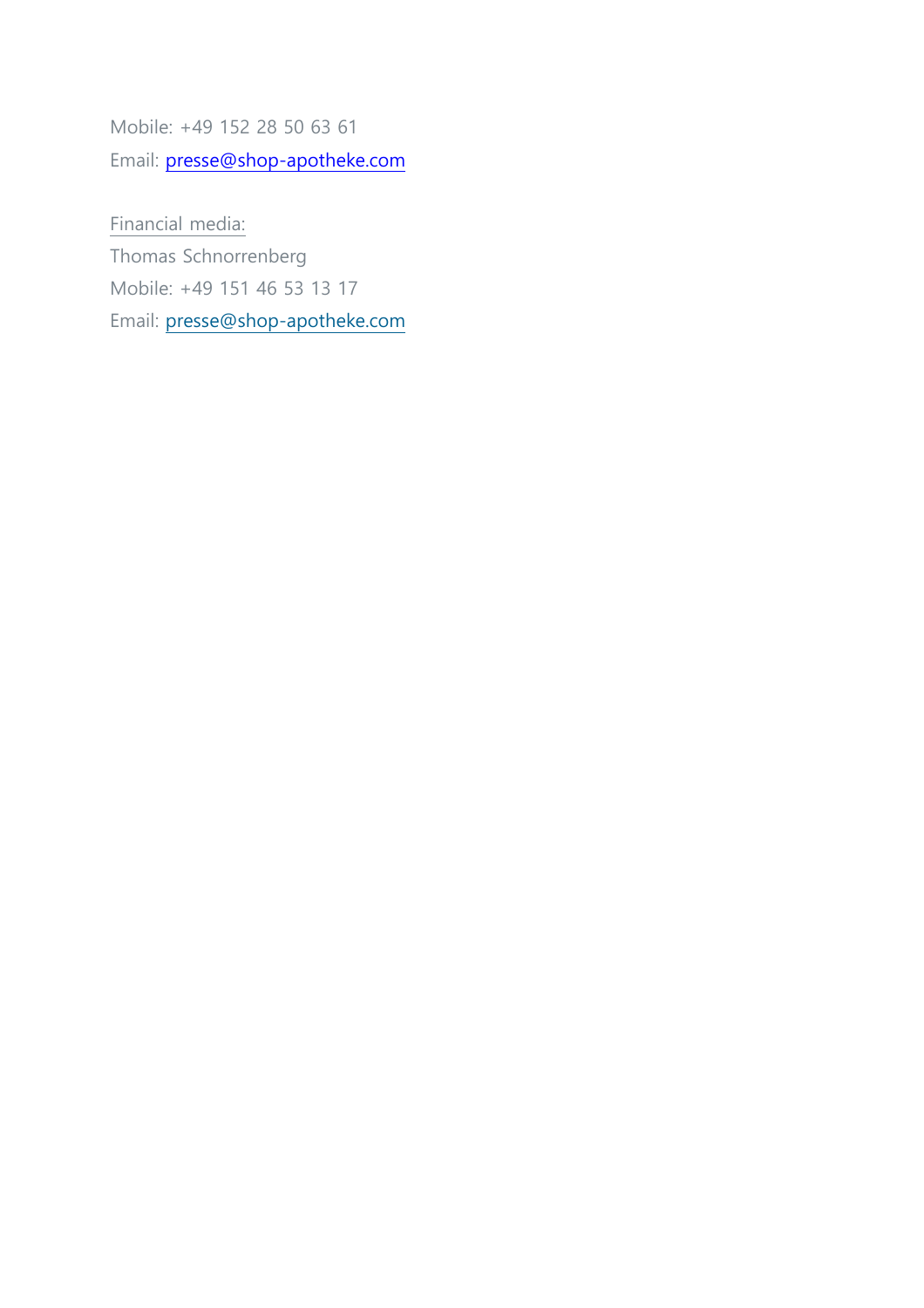Mobile: +49 152 28 50 63 61
Email: [presse@shop-apotheke.com](mailto:presse@shop-apotheke.com)

Financial media:
Thomas Schnorrenberg
Mobile: +49 151 46 53 13 17
Email: [presse@shop-apotheke.com](mailto:presse@shop-apotheke.com)